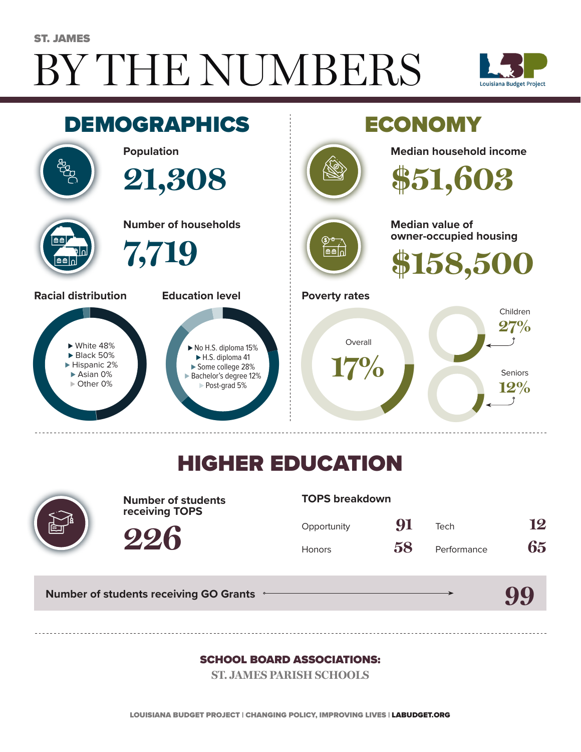ST. JAMES

# BY THE NUMBERS

Louisiana Budget Project

## DEMOGRAPHICS

**Population**

21,308

**Number of households**

7,719

**Racial distribution**

- White 48%
- Black 50%
- Hispanic 2%
- Asian 0%
- Other 0%

**Education level**

- No H.S. diploma 15%
- H.S. diploma 41
- Some college 28%
- Bachelor's degree 12%
- Post-grad 5%

## ECONOMY

**Median household income**

$51,603

**Median value of owner-occupied housing**

$158,500

**Poverty rates**

Overall 17%

Children 27%

Seniors 12%

## HIGHER EDUCATION

**Number of students receiving TOPS**

226

**TOPS breakdown**

| | | | |
|---|---|---|---|
| Opportunity | 91 | Tech | 12 |
| Honors | 58 | Performance | 65 |

**Number of students receiving GO Grants** 99

**SCHOOL BOARD ASSOCIATIONS:**

ST. JAMES PARISH SCHOOLS

LOUISIANA BUDGET PROJECT | CHANGING POLICY, IMPROVING LIVES | LABUDGET.ORG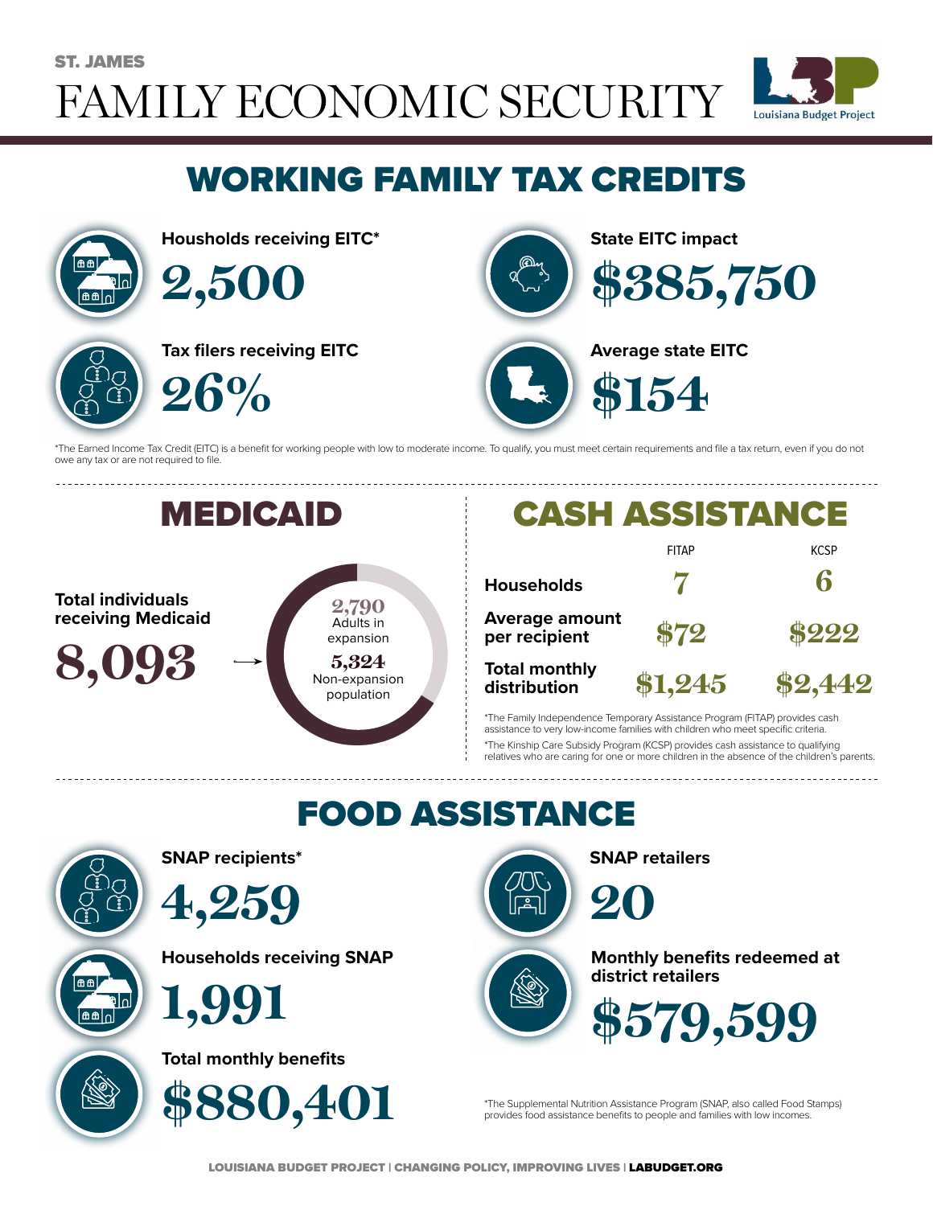ST. JAMES

# FAMILY ECONOMIC SECURITY

Louisiana Budget Project

## WORKING FAMILY TAX CREDITS

**Households receiving EITC***

# 2,500

**State EITC impact**

# $385,750

**Tax filers receiving EITC**

# 26%

**Average state EITC**

# $154

*The Earned Income Tax Credit (EITC) is a benefit for working people with low to moderate income. To qualify, you must meet certain requirements and file a tax return, even if you do not owe any tax or are not required to file.

## MEDICAID

**Total individuals receiving Medicaid**

# 8,093

2,790
Adults in expansion

5,324
Non-expansion population

## CASH ASSISTANCE

| | FITAP | KCSP |
|---|---|---|
| **Households** | 7 | 6 |
| **Average amount per recipient** | $72 | $222 |
| **Total monthly distribution** | $1,245 | $2,442 |

*The Family Independence Temporary Assistance Program (FITAP) provides cash assistance to very low-income families with children who meet specific criteria.

*The Kinship Care Subsidy Program (KCSP) provides cash assistance to qualifying relatives who are caring for one or more children in the absence of the children's parents.

## FOOD ASSISTANCE

**SNAP recipients***

# 4,259

**Households receiving SNAP**

# 1,991

**Total monthly benefits**

# $880,401

**SNAP retailers**

# 20

**Monthly benefits redeemed at district retailers**

# $579,599

*The Supplemental Nutrition Assistance Program (SNAP, also called Food Stamps) provides food assistance benefits to people and families with low incomes.

LOUISIANA BUDGET PROJECT | CHANGING POLICY, IMPROVING LIVES | LABUDGET.ORG